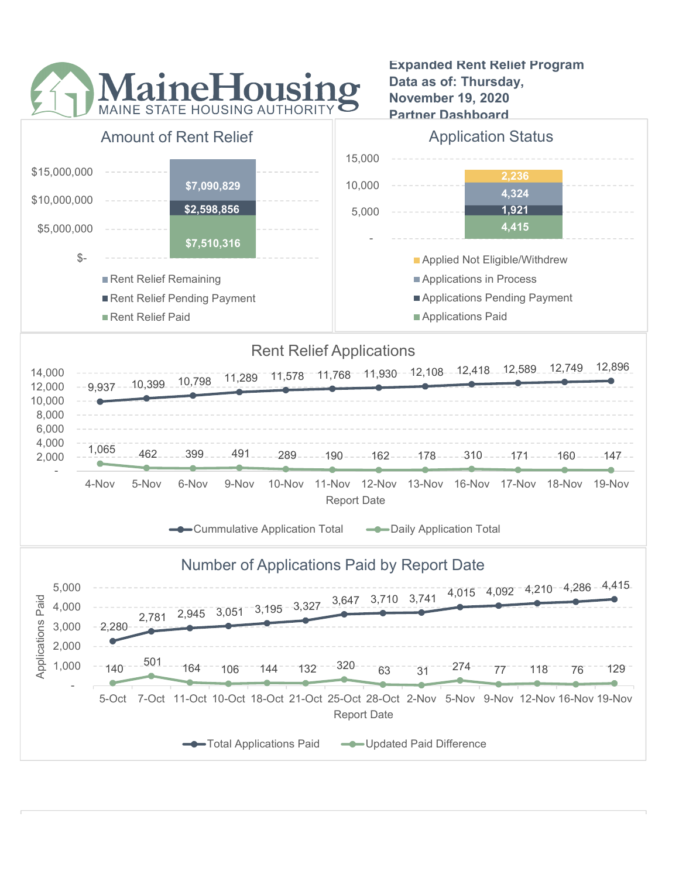# MaineHousing

MAINE STATE HOUSING AUTHORITY

**Expanded Rent Relief Program**
**Data as of: Thursday, November 19, 2020**
**Partner Dashboard**

## Amount of Rent Relief

| Category | Amount |
|---|---|
| Rent Relief Remaining | $7,090,829 |
| Rent Relief Pending Payment | $2,598,856 |
| Rent Relief Paid | $7,510,316 |

## Application Status

| Category | Count |
|---|---|
| Applied Not Eligible/Withdrew | 2,236 |
| Applications in Process | 4,324 |
| Applications Pending Payment | 1,921 |
| Applications Paid | 4,415 |

## Rent Relief Applications

| Report Date | Cummulative Application Total | Daily Application Total |
|---|---|---|
| 4-Nov | 9,937 | 1,065 |
| 5-Nov | 10,399 | 462 |
| 6-Nov | 10,798 | 399 |
| 9-Nov | 11,289 | 491 |
| 10-Nov | 11,578 | 289 |
| 11-Nov | 11,768 | 190 |
| 12-Nov | 11,930 | 162 |
| 13-Nov | 12,108 | 178 |
| 16-Nov | 12,418 | 310 |
| 17-Nov | 12,589 | 171 |
| 18-Nov | 12,749 | 160 |
| 19-Nov | 12,896 | 147 |

## Number of Applications Paid by Report Date

| Report Date | Total Applications Paid | Updated Paid Difference |
|---|---|---|
| 5-Oct | 2,280 | 140 |
| 7-Oct | 2,781 | 501 |
| 11-Oct | 2,945 | 164 |
| 10-Oct | 3,051 | 106 |
| 18-Oct | 3,195 | 144 |
| 21-Oct | 3,327 | 132 |
| 25-Oct | 3,647 | 320 |
| 28-Oct | 3,710 | 63 |
| 2-Nov | 3,741 | 31 |
| 5-Nov | 4,015 | 274 |
| 9-Nov | 4,092 | 77 |
| 12-Nov | 4,210 | 118 |
| 16-Nov | 4,286 | 76 |
| 19-Nov | 4,415 | 129 |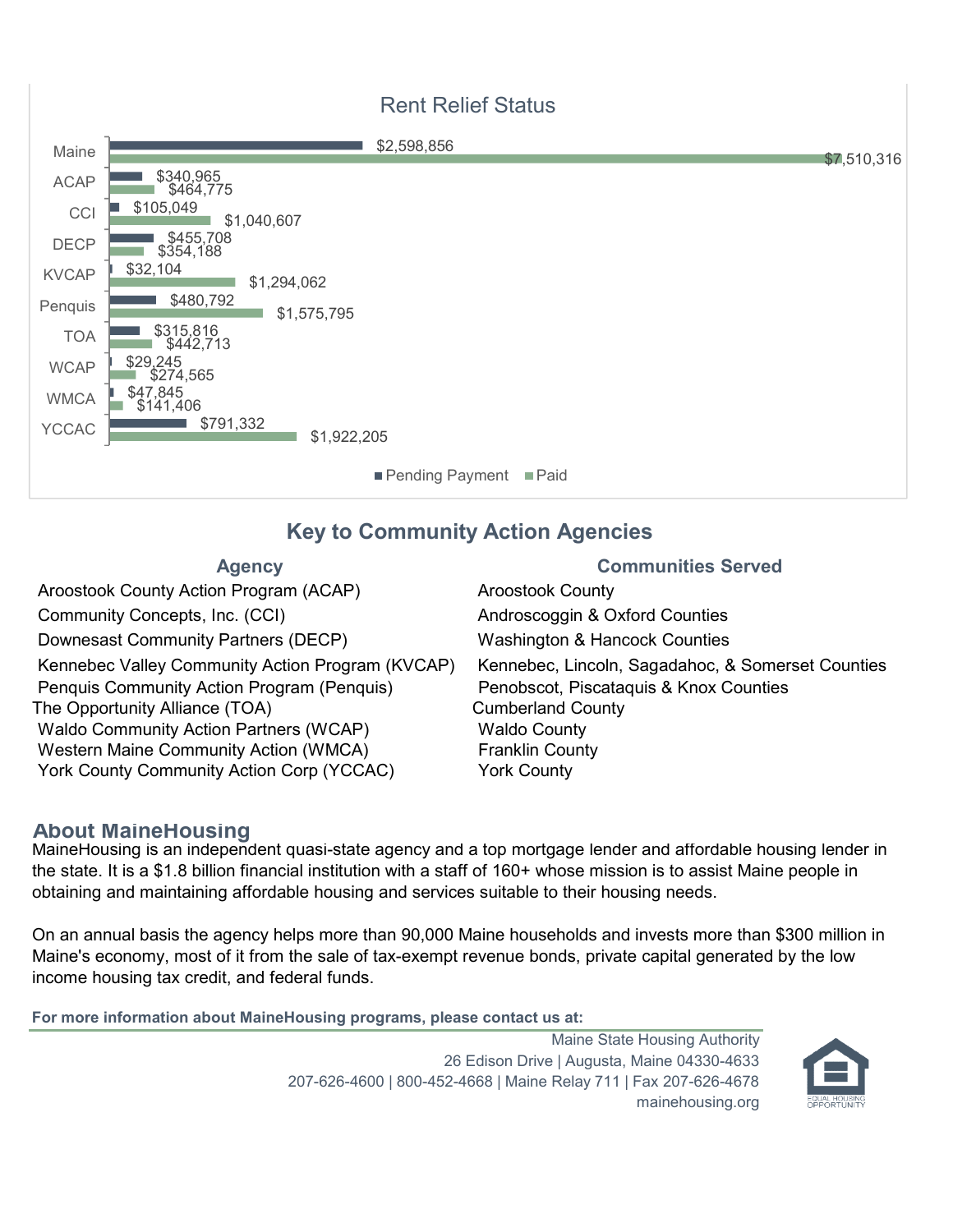Rent Relief Status

Maine
$2,598,856
$7,510,316

ACAP
$340,965
$464,775

CCI
$105,049
$1,040,607

DECP
$455,708
$354,188

KVCAP
$32,104
$1,294,062

Penquis
$480,792
$1,575,795

TOA
$315,816
$442,713

WCAP
$29,245
$274,565

WMCA
$47,845
$141,406

YCCAC
$791,332
$1,922,205

Pending Payment
Paid

## Key to Community Action Agencies

| Agency | Communities Served |
| --- | --- |
| Aroostook County Action Program (ACAP) | Aroostook County |
| Community Concepts, Inc. (CCI) | Androscoggin & Oxford Counties |
| Downesast Community Partners (DECP) | Washington & Hancock Counties |
| Kennebec Valley Community Action Program (KVCAP) | Kennebec, Lincoln, Sagadahoc, & Somerset Counties |
| Penquis Community Action Program (Penquis) | Penobscot, Piscataquis & Knox Counties |
| The Opportunity Alliance (TOA) | Cumberland County |
| Waldo Community Action Partners (WCAP) | Waldo County |
| Western Maine Community Action (WMCA) | Franklin County |
| York County Community Action Corp (YCCAC) | York County |

## About MaineHousing

MaineHousing is an independent quasi-state agency and a top mortgage lender and affordable housing lender in the state. It is a $1.8 billion financial institution with a staff of 160+ whose mission is to assist Maine people in obtaining and maintaining affordable housing and services suitable to their housing needs.

On an annual basis the agency helps more than 90,000 Maine households and invests more than $300 million in Maine's economy, most of it from the sale of tax-exempt revenue bonds, private capital generated by the low income housing tax credit, and federal funds.

**For more information about MaineHousing programs, please contact us at:**

Maine State Housing Authority
26 Edison Drive | Augusta, Maine 04330-4633
207-626-4600 | 800-452-4668 | Maine Relay 711 | Fax 207-626-4678
mainehousing.org

EQUAL HOUSING OPPORTUNITY